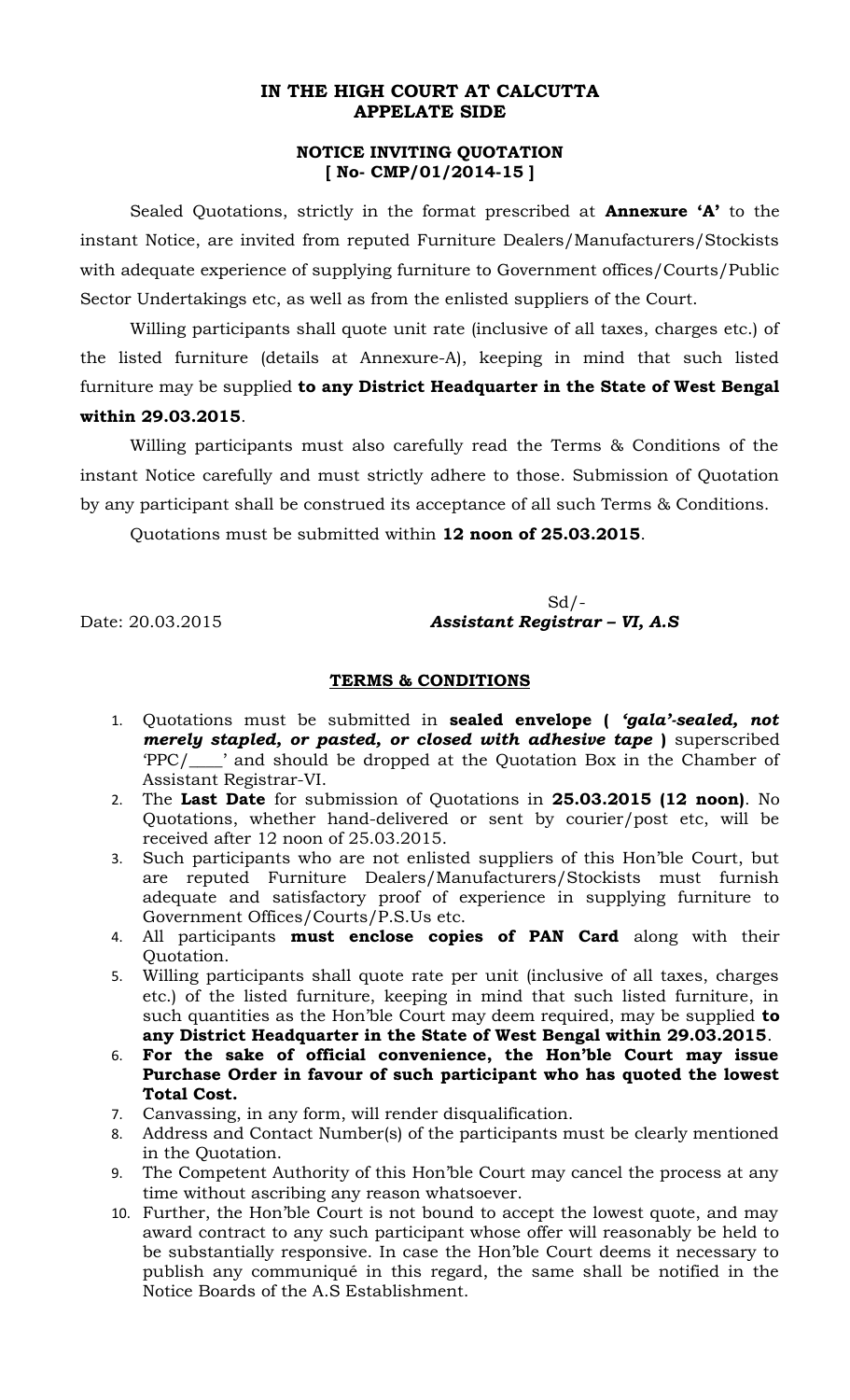# IN THE HIGH COURT AT CALCUTTA
## APPELATE SIDE

### NOTICE INVITING QUOTATION
### [ No- CMP/01/2014-15 ]

Sealed Quotations, strictly in the format prescribed at **Annexure 'A'** to the instant Notice, are invited from reputed Furniture Dealers/Manufacturers/Stockists with adequate experience of supplying furniture to Government offices/Courts/Public Sector Undertakings etc, as well as from the enlisted suppliers of the Court.

Willing participants shall quote unit rate (inclusive of all taxes, charges etc.) of the listed furniture (details at Annexure-A), keeping in mind that such listed furniture may be supplied **to any District Headquarter in the State of West Bengal within 29.03.2015**.

Willing participants must also carefully read the Terms & Conditions of the instant Notice carefully and must strictly adhere to those. Submission of Quotation by any participant shall be construed its acceptance of all such Terms & Conditions.

Quotations must be submitted within **12 noon of 25.03.2015**.

Sd/-

Date: 20.03.2015 ***Assistant Registrar – VI, A.S***

### TERMS & CONDITIONS

1. Quotations must be submitted in **sealed envelope ( *'gala'-sealed, not merely stapled, or pasted, or closed with adhesive tape* )** superscribed 'PPC/____' and should be dropped at the Quotation Box in the Chamber of Assistant Registrar-VI.
2. The **Last Date** for submission of Quotations in **25.03.2015 (12 noon)**. No Quotations, whether hand-delivered or sent by courier/post etc, will be received after 12 noon of 25.03.2015.
3. Such participants who are not enlisted suppliers of this Hon'ble Court, but are reputed Furniture Dealers/Manufacturers/Stockists must furnish adequate and satisfactory proof of experience in supplying furniture to Government Offices/Courts/P.S.Us etc.
4. All participants **must enclose copies of PAN Card** along with their Quotation.
5. Willing participants shall quote rate per unit (inclusive of all taxes, charges etc.) of the listed furniture, keeping in mind that such listed furniture, in such quantities as the Hon'ble Court may deem required, may be supplied **to any District Headquarter in the State of West Bengal within 29.03.2015**.
6. **For the sake of official convenience, the Hon'ble Court may issue Purchase Order in favour of such participant who has quoted the lowest Total Cost.**
7. Canvassing, in any form, will render disqualification.
8. Address and Contact Number(s) of the participants must be clearly mentioned in the Quotation.
9. The Competent Authority of this Hon'ble Court may cancel the process at any time without ascribing any reason whatsoever.
10. Further, the Hon'ble Court is not bound to accept the lowest quote, and may award contract to any such participant whose offer will reasonably be held to be substantially responsive. In case the Hon'ble Court deems it necessary to publish any communiqué in this regard, the same shall be notified in the Notice Boards of the A.S Establishment.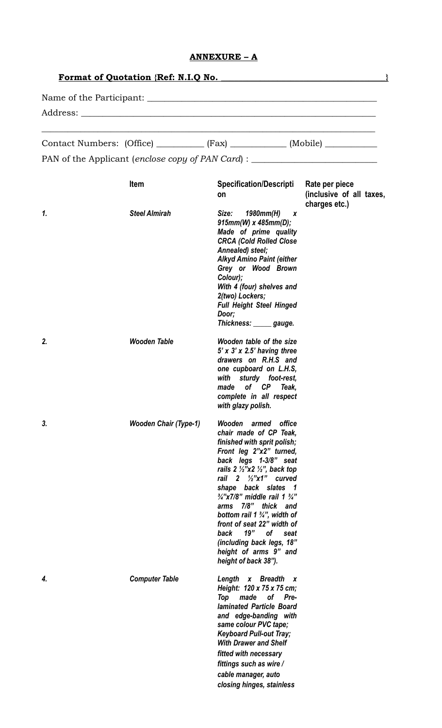## ANNEXURE – A

**Format of Quotation {Ref: N.I.Q No. ___________________________________}**

Name of the Participant: ___________________________________________________

Address: ___________________________________________________________________

_____________________________________________________________________________

Contact Numbers: (Office) __________ (Fax) ____________ (Mobile) ___________

PAN of the Applicant (*enclose copy of PAN Card*) : ___________________________

| | Item | Specification/Description | Rate per piece (inclusive of all taxes, charges etc.) |
|---|---|---|---|
| *1.* | *Steel Almirah* | *Size: 1980mm(H) x 915mm(W) x 485mm(D); Made of prime quality CRCA (Cold Rolled Close Annealed) steel; Alkyd Amino Paint (either Grey or Wood Brown Colour); With 4 (four) shelves and 2(two) Lockers; Full Height Steel Hinged Door; Thickness: _____ gauge.* | |
| *2.* | *Wooden Table* | *Wooden table of the size 5' x 3' x 2.5' having three drawers on R.H.S and one cupboard on L.H.S, with sturdy foot-rest, made of CP Teak, complete in all respect with glazy polish.* | |
| *3.* | *Wooden Chair (Type-1)* | *Wooden armed office chair made of CP Teak, finished with sprit polish; Front leg 2"x2" turned, back legs 1-3/8" seat rails 2 ½"x2 ½", back top rail 2 ½"x1" curved shape back slates 1 ¾"x7/8" middle rail 1 ¾" arms 7/8" thick and bottom rail 1 ¾", width of front of seat 22" width of back 19" of seat (including back legs, 18" height of arms 9" and height of back 38").* | |
| *4.* | *Computer Table* | *Length x Breadth x Height: 120 x 75 x 75 cm; Top made of Pre-laminated Particle Board and edge-banding with same colour PVC tape; Keyboard Pull-out Tray; With Drawer and Shelf fitted with necessary fittings such as wire / cable manager, auto closing hinges, stainless* | |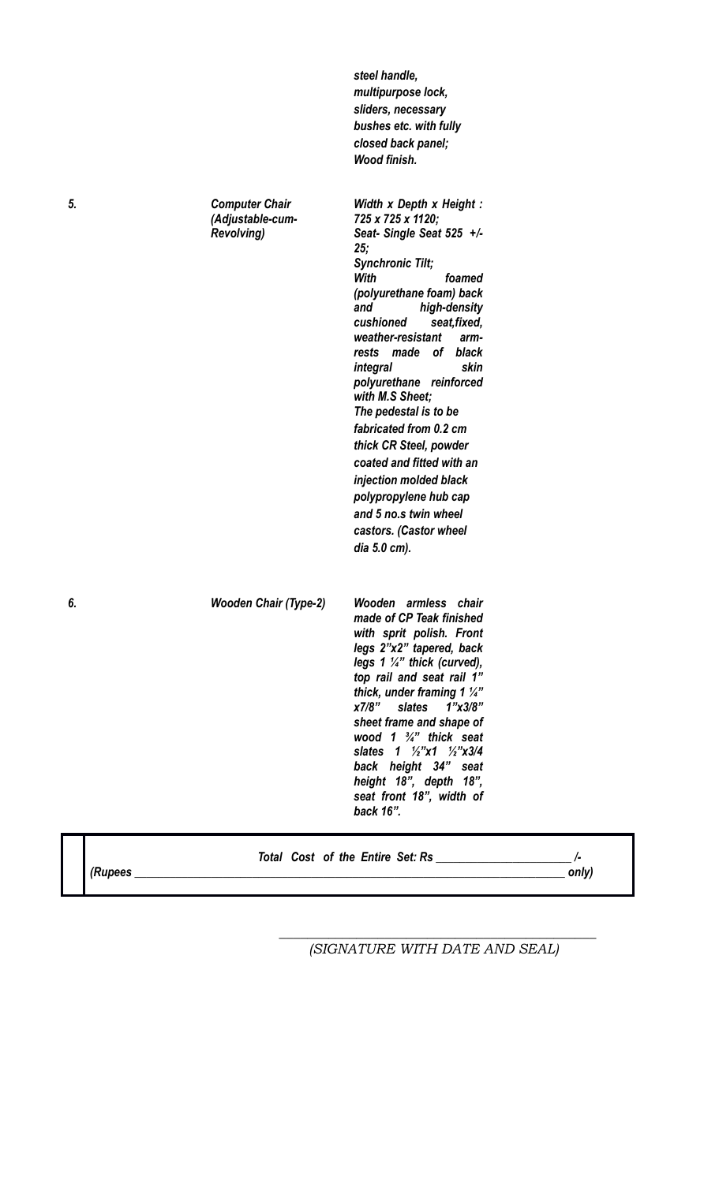| | | |
|---|---|---|
| | | *steel handle, multipurpose lock, sliders, necessary bushes etc. with fully closed back panel; Wood finish.* |
| *5.* | *Computer Chair (Adjustable-cum-Revolving)* | *Width x Depth x Height : 725 x 725 x 1120; Seat- Single Seat 525 +/- 25; Synchronic Tilt; With foamed (polyurethane foam) back and high-density cushioned seat,fixed, weather-resistant arm-rests made of black integral skin polyurethane reinforced with M.S Sheet; The pedestal is to be fabricated from 0.2 cm thick CR Steel, powder coated and fitted with an injection molded black polypropylene hub cap and 5 no.s twin wheel castors. (Castor wheel dia 5.0 cm).* |
| *6.* | *Wooden Chair (Type-2)* | *Wooden armless chair made of CP Teak finished with sprit polish. Front legs 2"x2" tapered, back legs 1 ¼" thick (curved), top rail and seat rail 1" thick, under framing 1 ¼" x7/8" slates 1"x3/8" sheet frame and shape of wood 1 ¾" thick seat slates 1 ½"x1 ½"x3/4 back height 34" seat height 18", depth 18", seat front 18", width of back 16".* |

| | |
|---|---|
| | ***Total Cost of the Entire Set: Rs \_\_\_\_\_\_\_\_\_\_\_\_\_\_\_\_\_\_\_\_\_\_ /-*** ***(Rupees \_\_\_\_\_\_\_\_\_\_\_\_\_\_\_\_\_\_\_\_\_\_\_\_\_\_\_\_\_\_\_\_\_\_\_\_\_\_\_\_\_\_\_\_\_\_\_\_\_\_\_\_\_\_\_\_\_\_\_\_\_\_ only)*** |

\_\_\_\_\_\_\_\_\_\_\_\_\_\_\_\_\_\_\_\_\_\_\_\_\_\_\_\_\_\_\_\_\_\_\_\_\_\_\_\_\_\_

*(SIGNATURE WITH DATE AND SEAL)*